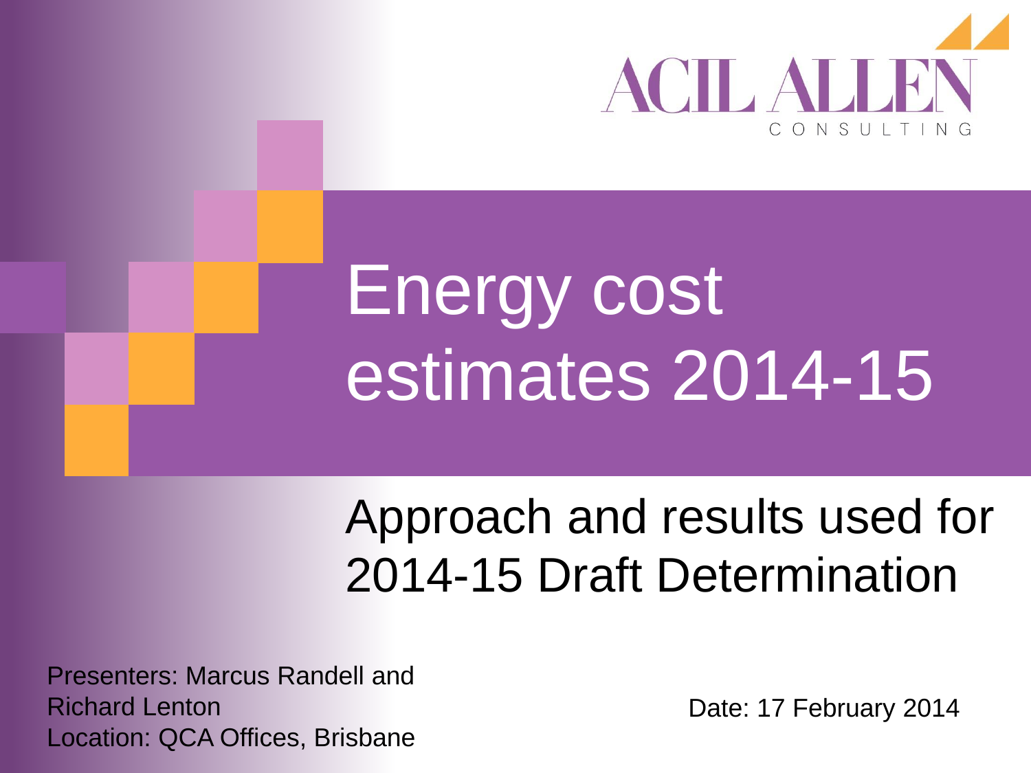ACIL ALLEN CONSULTING

# Energy cost estimates 2014-15

## Approach and results used for 2014-15 Draft Determination

Presenters: Marcus Randell and Richard Lenton
Location: QCA Offices, Brisbane

Date: 17 February 2014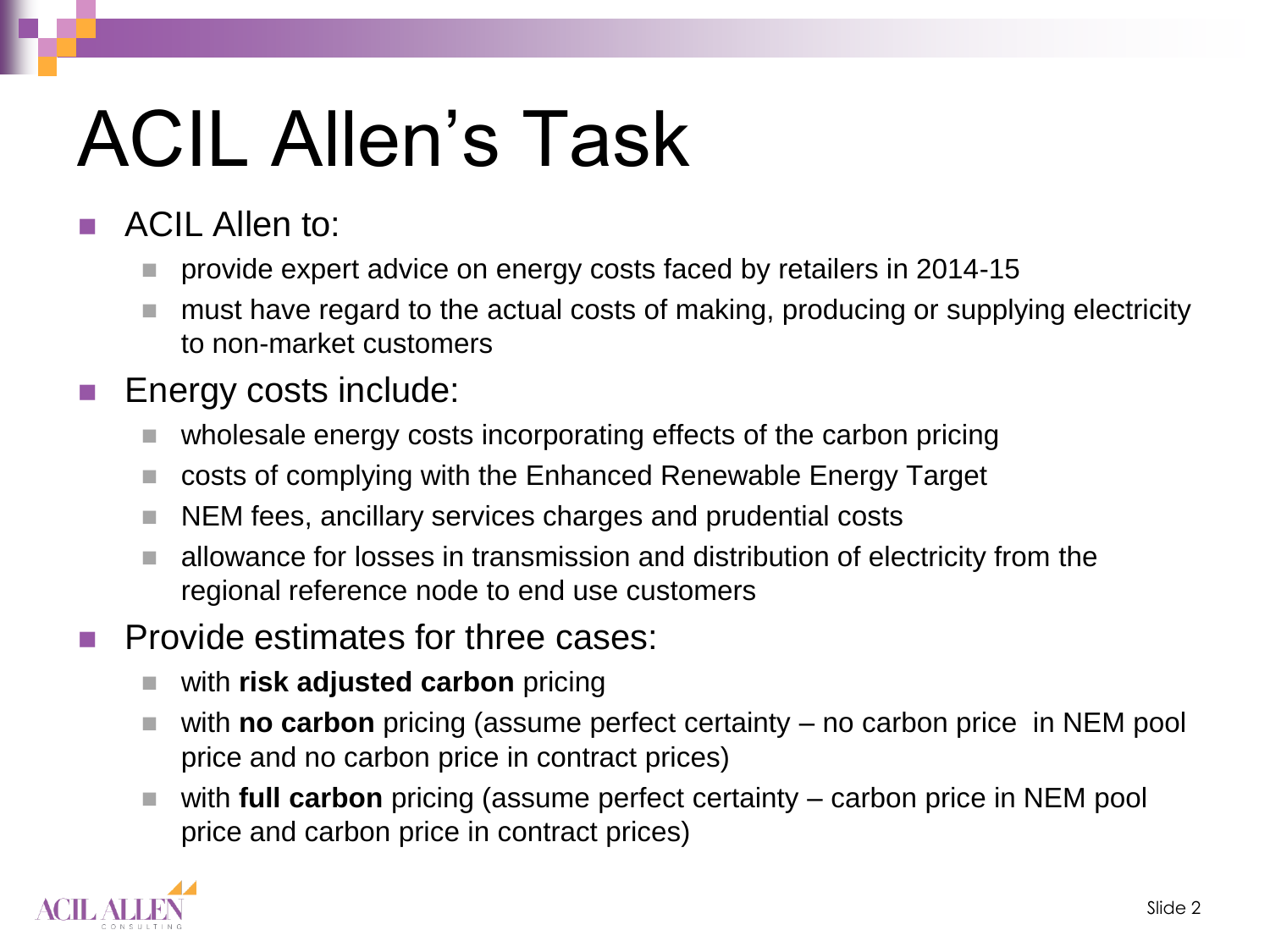# ACIL Allen's Task

- ACIL Allen to:
  - provide expert advice on energy costs faced by retailers in 2014-15
  - must have regard to the actual costs of making, producing or supplying electricity to non-market customers
- Energy costs include:
  - wholesale energy costs incorporating effects of the carbon pricing
  - costs of complying with the Enhanced Renewable Energy Target
  - NEM fees, ancillary services charges and prudential costs
  - allowance for losses in transmission and distribution of electricity from the regional reference node to end use customers
- Provide estimates for three cases:
  - with **risk adjusted carbon** pricing
  - with **no carbon** pricing (assume perfect certainty – no carbon price in NEM pool price and no carbon price in contract prices)
  - with **full carbon** pricing (assume perfect certainty – carbon price in NEM pool price and carbon price in contract prices)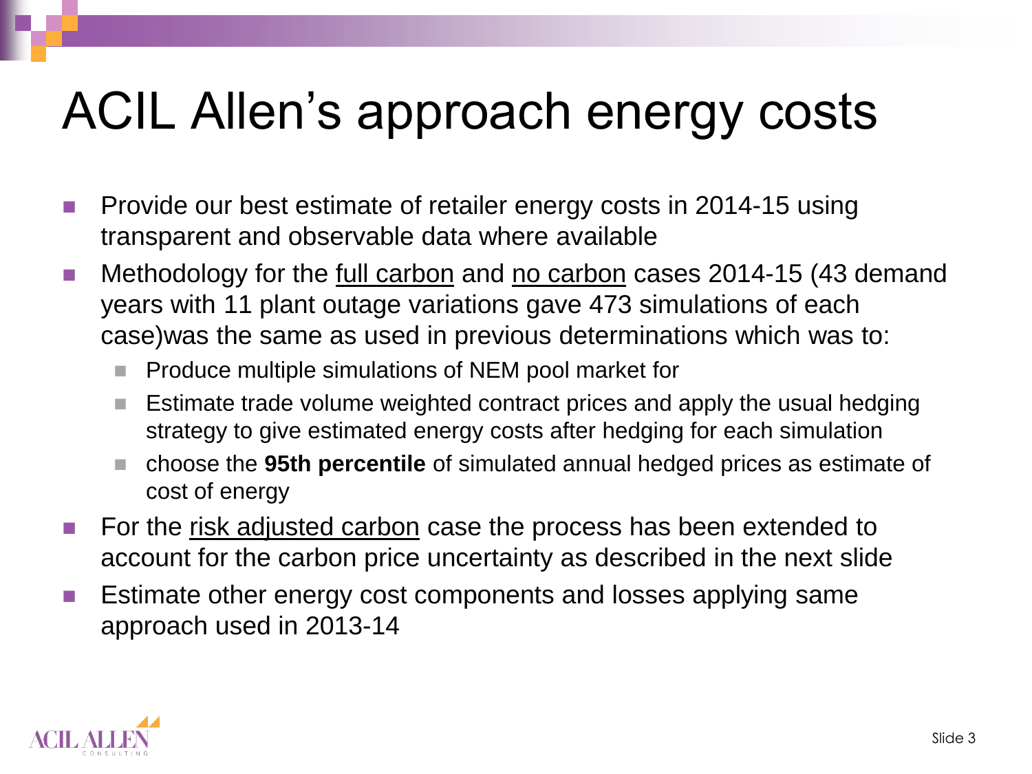# ACIL Allen's approach energy costs

- Provide our best estimate of retailer energy costs in 2014-15 using transparent and observable data where available
- Methodology for the full carbon and no carbon cases 2014-15 (43 demand years with 11 plant outage variations gave 473 simulations of each case)was the same as used in previous determinations which was to:
  - Produce multiple simulations of NEM pool market for
  - Estimate trade volume weighted contract prices and apply the usual hedging strategy to give estimated energy costs after hedging for each simulation
  - choose the **95th percentile** of simulated annual hedged prices as estimate of cost of energy
- For the risk adjusted carbon case the process has been extended to account for the carbon price uncertainty as described in the next slide
- Estimate other energy cost components and losses applying same approach used in 2013-14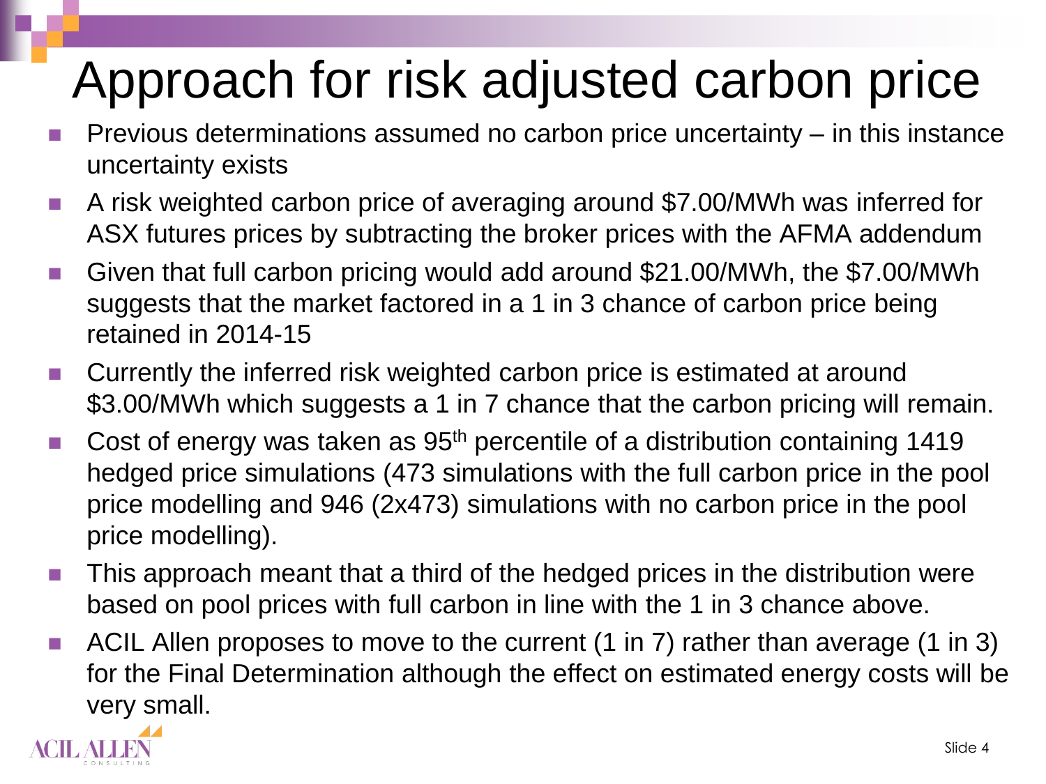# Approach for risk adjusted carbon price

- Previous determinations assumed no carbon price uncertainty – in this instance uncertainty exists
- A risk weighted carbon price of averaging around $7.00/MWh was inferred for ASX futures prices by subtracting the broker prices with the AFMA addendum
- Given that full carbon pricing would add around $21.00/MWh, the $7.00/MWh suggests that the market factored in a 1 in 3 chance of carbon price being retained in 2014-15
- Currently the inferred risk weighted carbon price is estimated at around $3.00/MWh which suggests a 1 in 7 chance that the carbon pricing will remain.
- Cost of energy was taken as 95$^{th}$ percentile of a distribution containing 1419 hedged price simulations (473 simulations with the full carbon price in the pool price modelling and 946 (2x473) simulations with no carbon price in the pool price modelling).
- This approach meant that a third of the hedged prices in the distribution were based on pool prices with full carbon in line with the 1 in 3 chance above.
- ACIL Allen proposes to move to the current (1 in 7) rather than average (1 in 3) for the Final Determination although the effect on estimated energy costs will be very small.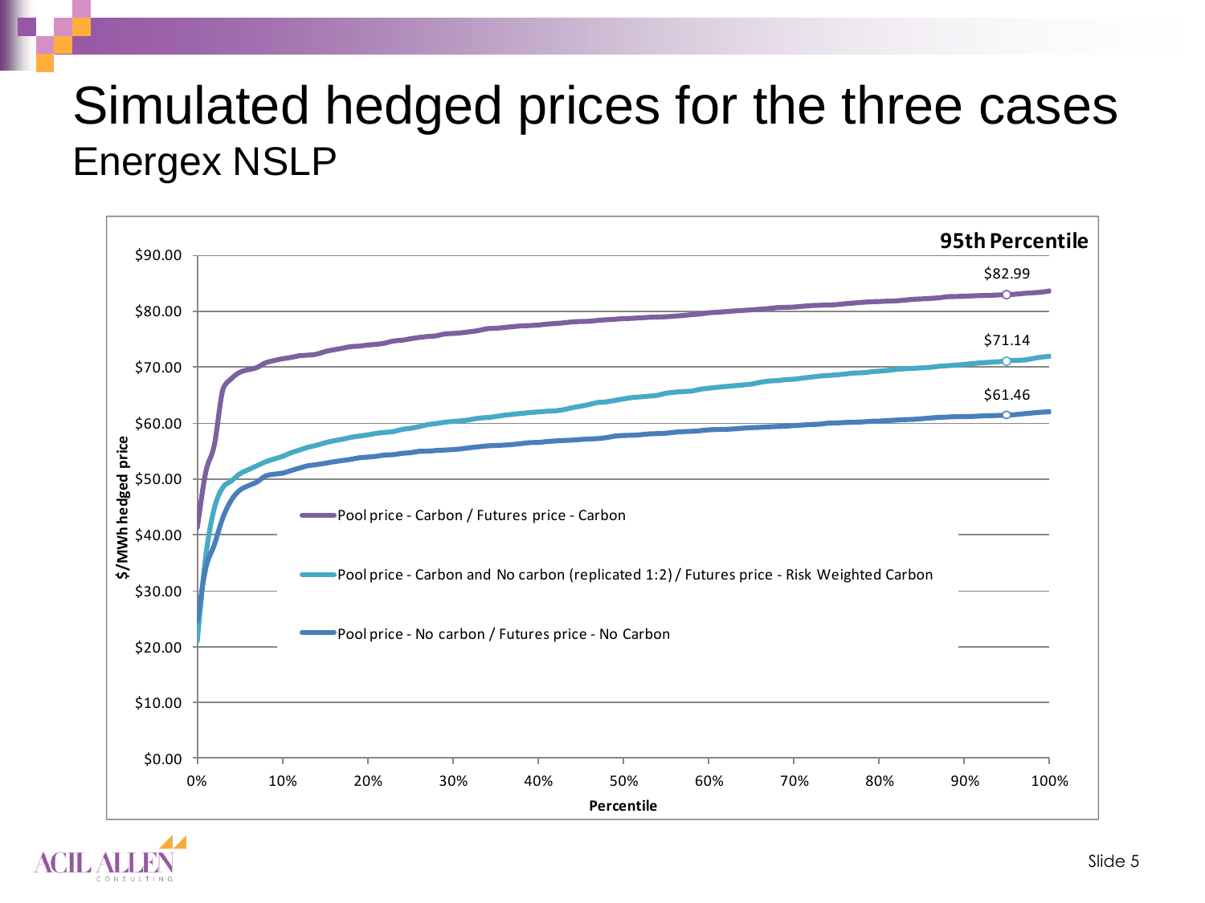# Simulated hedged prices for the three cases

## Energex NSLP

**95th Percentile**

| Series | 95th Percentile ($/MWh hedged price) |
|---|---|
| Pool price - Carbon / Futures price - Carbon | $82.99 |
| Pool price - Carbon and No carbon (replicated 1:2) / Futures price - Risk Weighted Carbon | $71.14 |
| Pool price - No carbon / Futures price - No Carbon | $61.46 |

Y-axis: $/MWh hedged price ($0.00 – $90.00)

X-axis: Percentile (0% – 100%)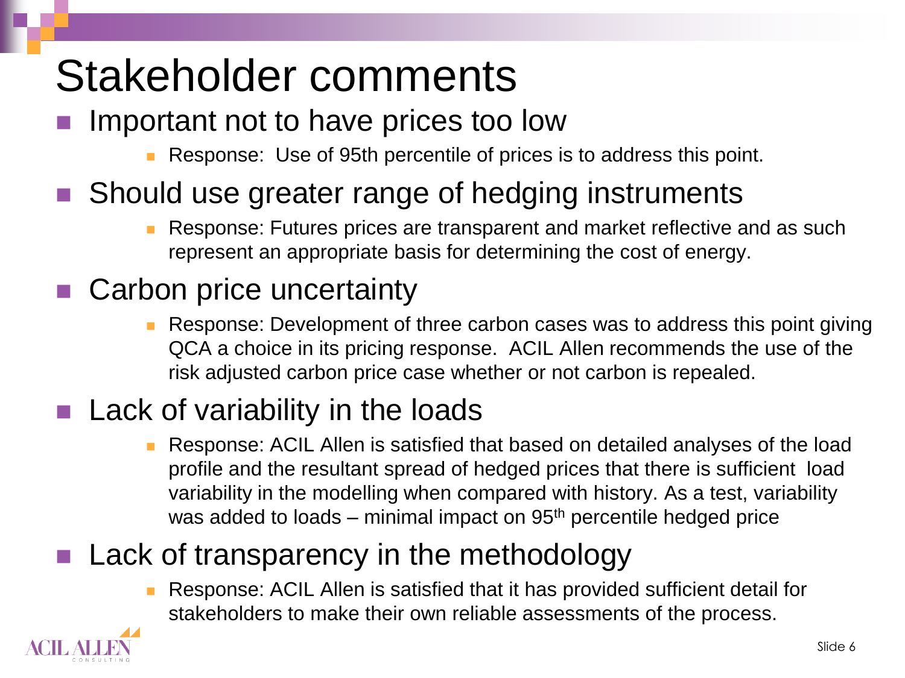# Stakeholder comments

- Important not to have prices too low
  - Response: Use of 95th percentile of prices is to address this point.
- Should use greater range of hedging instruments
  - Response: Futures prices are transparent and market reflective and as such represent an appropriate basis for determining the cost of energy.
- Carbon price uncertainty
  - Response: Development of three carbon cases was to address this point giving QCA a choice in its pricing response. ACIL Allen recommends the use of the risk adjusted carbon price case whether or not carbon is repealed.
- Lack of variability in the loads
  - Response: ACIL Allen is satisfied that based on detailed analyses of the load profile and the resultant spread of hedged prices that there is sufficient load variability in the modelling when compared with history. As a test, variability was added to loads – minimal impact on 95th percentile hedged price
- Lack of transparency in the methodology
  - Response: ACIL Allen is satisfied that it has provided sufficient detail for stakeholders to make their own reliable assessments of the process.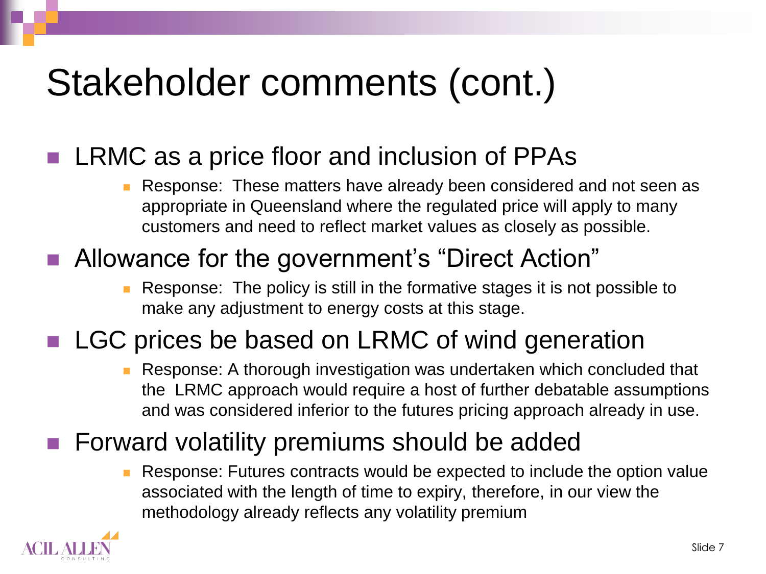# Stakeholder comments (cont.)

- LRMC as a price floor and inclusion of PPAs
  - Response: These matters have already been considered and not seen as appropriate in Queensland where the regulated price will apply to many customers and need to reflect market values as closely as possible.
- Allowance for the government's "Direct Action"
  - Response: The policy is still in the formative stages it is not possible to make any adjustment to energy costs at this stage.
- LGC prices be based on LRMC of wind generation
  - Response: A thorough investigation was undertaken which concluded that the LRMC approach would require a host of further debatable assumptions and was considered inferior to the futures pricing approach already in use.
- Forward volatility premiums should be added
  - Response: Futures contracts would be expected to include the option value associated with the length of time to expiry, therefore, in our view the methodology already reflects any volatility premium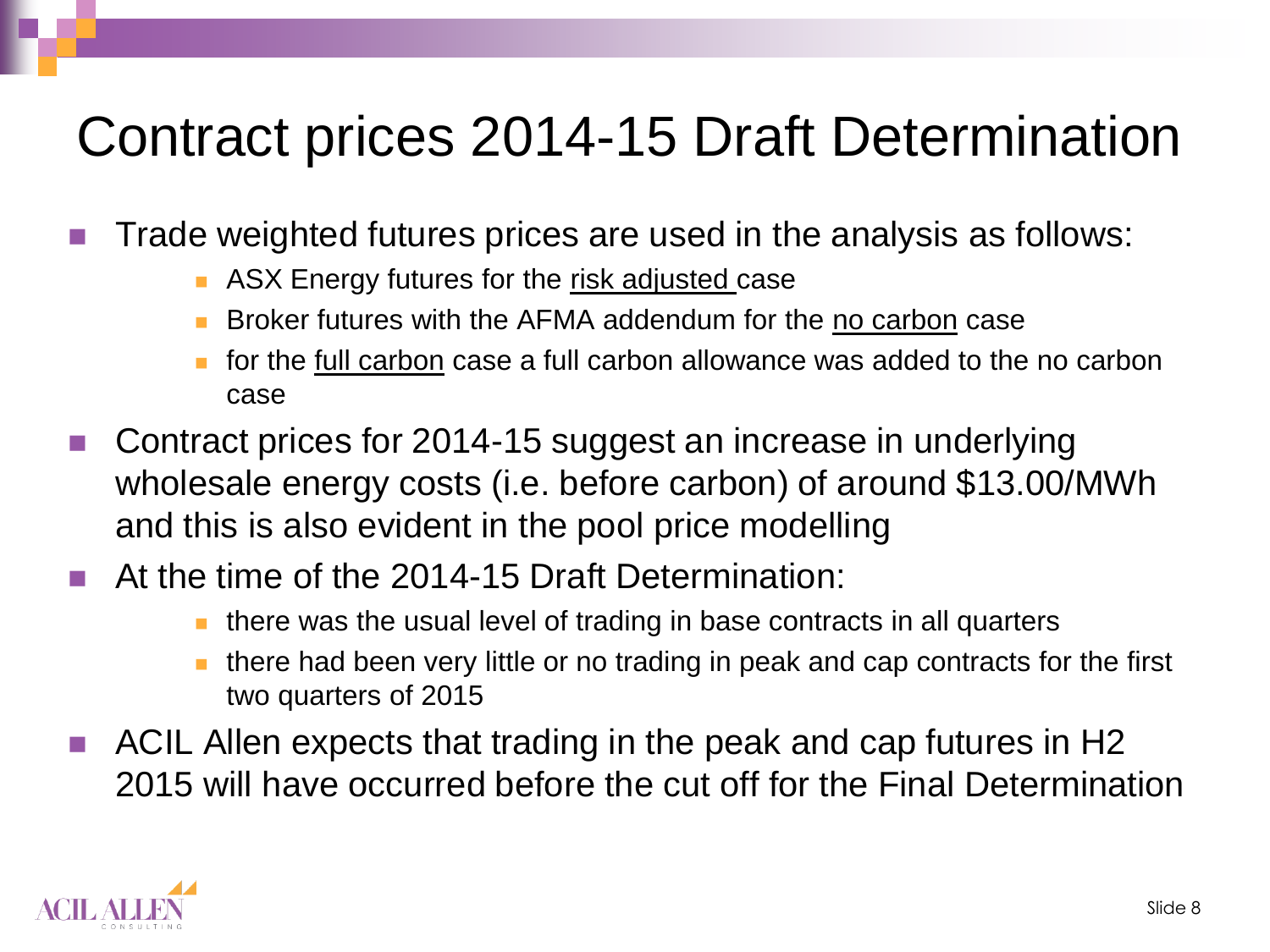# Contract prices 2014-15 Draft Determination

- Trade weighted futures prices are used in the analysis as follows:
  - ASX Energy futures for the risk adjusted case
  - Broker futures with the AFMA addendum for the no carbon case
  - for the full carbon case a full carbon allowance was added to the no carbon case
- Contract prices for 2014-15 suggest an increase in underlying wholesale energy costs (i.e. before carbon) of around $13.00/MWh and this is also evident in the pool price modelling
- At the time of the 2014-15 Draft Determination:
  - there was the usual level of trading in base contracts in all quarters
  - there had been very little or no trading in peak and cap contracts for the first two quarters of 2015
- ACIL Allen expects that trading in the peak and cap futures in H2 2015 will have occurred before the cut off for the Final Determination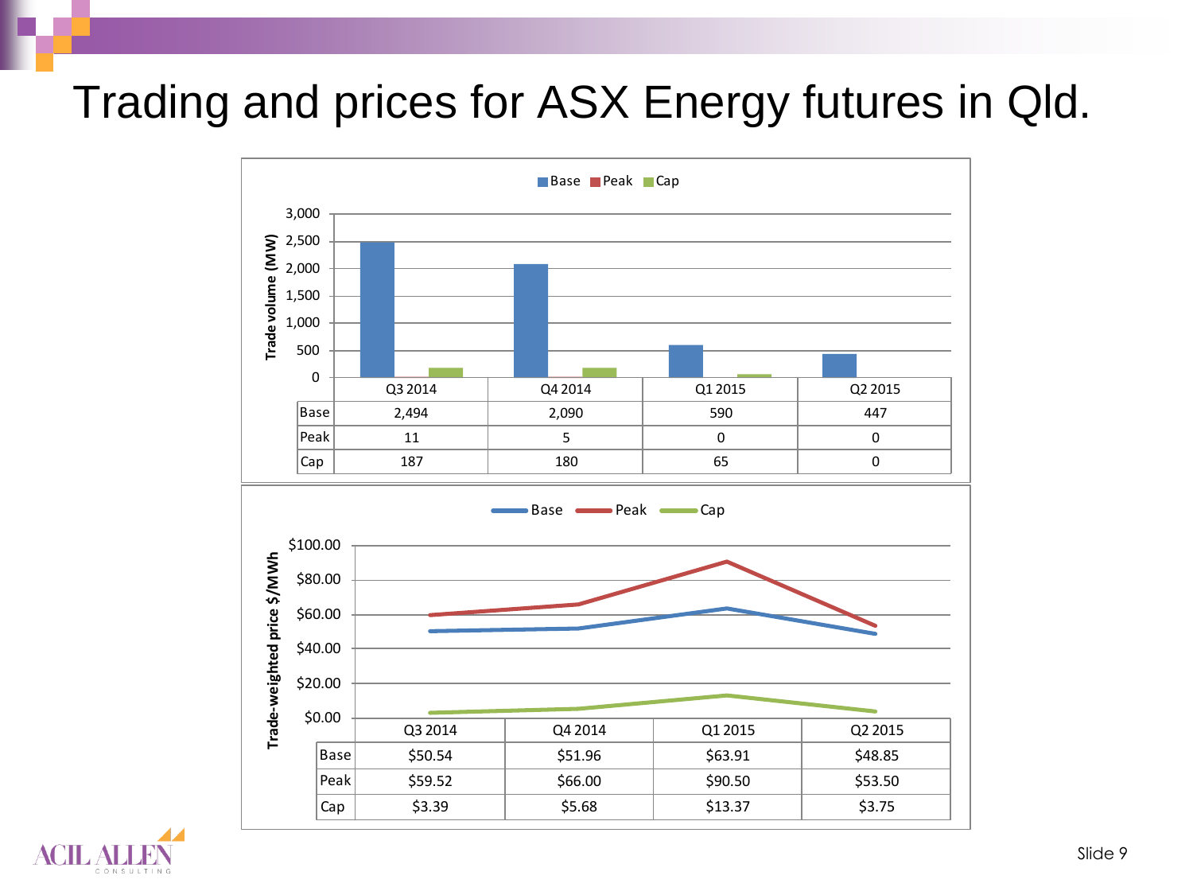# Trading and prices for ASX Energy futures in Qld.

Trade volume (MW)

| | Q3 2014 | Q4 2014 | Q1 2015 | Q2 2015 |
|---|---|---|---|---|
| Base | 2,494 | 2,090 | 590 | 447 |
| Peak | 11 | 5 | 0 | 0 |
| Cap | 187 | 180 | 65 | 0 |

Trade-weighted price $/MWh

| | Q3 2014 | Q4 2014 | Q1 2015 | Q2 2015 |
|---|---|---|---|---|
| Base | $50.54 | $51.96 | $63.91 | $48.85 |
| Peak | $59.52 | $66.00 | $90.50 | $53.50 |
| Cap | $3.39 | $5.68 | $13.37 | $3.75 |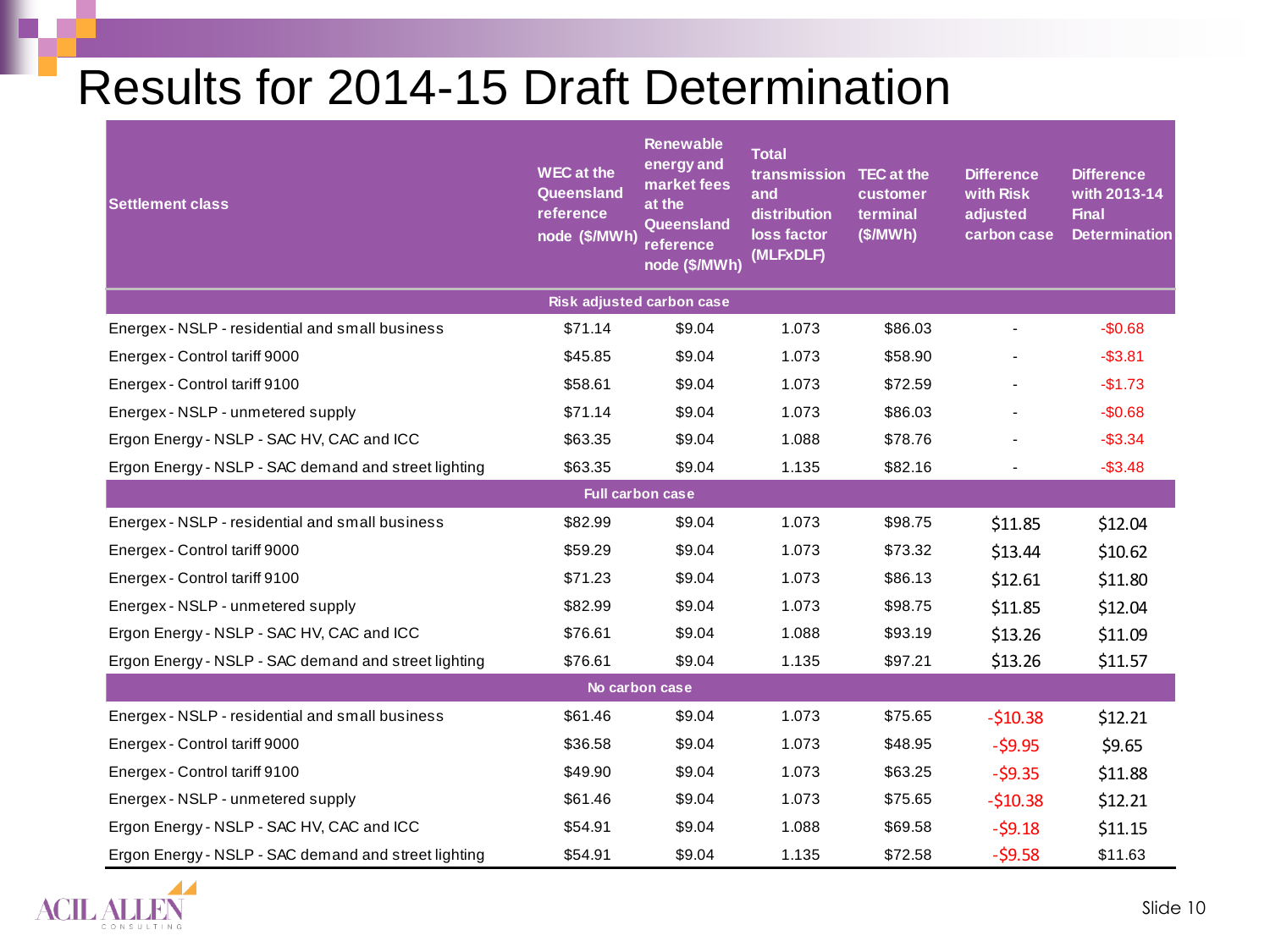# Results for 2014-15 Draft Determination

| Settlement class | WEC at the Queensland reference node ($/MWh) | Renewable energy and market fees at the Queensland reference node ($/MWh) | Total transmission and distribution loss factor (MLFxDLF) | TEC at the customer terminal ($/MWh) | Difference with Risk adjusted carbon case | Difference with 2013-14 Final Determination |
|---|---|---|---|---|---|---|
| **Risk adjusted carbon case** | | | | | | |
| Energex - NSLP - residential and small business | $71.14 | $9.04 | 1.073 | $86.03 | - | -$0.68 |
| Energex - Control tariff 9000 | $45.85 | $9.04 | 1.073 | $58.90 | - | -$3.81 |
| Energex - Control tariff 9100 | $58.61 | $9.04 | 1.073 | $72.59 | - | -$1.73 |
| Energex - NSLP - unmetered supply | $71.14 | $9.04 | 1.073 | $86.03 | - | -$0.68 |
| Ergon Energy - NSLP - SAC HV, CAC and ICC | $63.35 | $9.04 | 1.088 | $78.76 | - | -$3.34 |
| Ergon Energy - NSLP - SAC demand and street lighting | $63.35 | $9.04 | 1.135 | $82.16 | - | -$3.48 |
| **Full carbon case** | | | | | | |
| Energex - NSLP - residential and small business | $82.99 | $9.04 | 1.073 | $98.75 | $11.85 | $12.04 |
| Energex - Control tariff 9000 | $59.29 | $9.04 | 1.073 | $73.32 | $13.44 | $10.62 |
| Energex - Control tariff 9100 | $71.23 | $9.04 | 1.073 | $86.13 | $12.61 | $11.80 |
| Energex - NSLP - unmetered supply | $82.99 | $9.04 | 1.073 | $98.75 | $11.85 | $12.04 |
| Ergon Energy - NSLP - SAC HV, CAC and ICC | $76.61 | $9.04 | 1.088 | $93.19 | $13.26 | $11.09 |
| Ergon Energy - NSLP - SAC demand and street lighting | $76.61 | $9.04 | 1.135 | $97.21 | $13.26 | $11.57 |
| **No carbon case** | | | | | | |
| Energex - NSLP - residential and small business | $61.46 | $9.04 | 1.073 | $75.65 | -$10.38 | $12.21 |
| Energex - Control tariff 9000 | $36.58 | $9.04 | 1.073 | $48.95 | -$9.95 | $9.65 |
| Energex - Control tariff 9100 | $49.90 | $9.04 | 1.073 | $63.25 | -$9.35 | $11.88 |
| Energex - NSLP - unmetered supply | $61.46 | $9.04 | 1.073 | $75.65 | -$10.38 | $12.21 |
| Ergon Energy - NSLP - SAC HV, CAC and ICC | $54.91 | $9.04 | 1.088 | $69.58 | -$9.18 | $11.15 |
| Ergon Energy - NSLP - SAC demand and street lighting | $54.91 | $9.04 | 1.135 | $72.58 | -$9.58 | $11.63 |

ACIL ALLEN CONSULTING